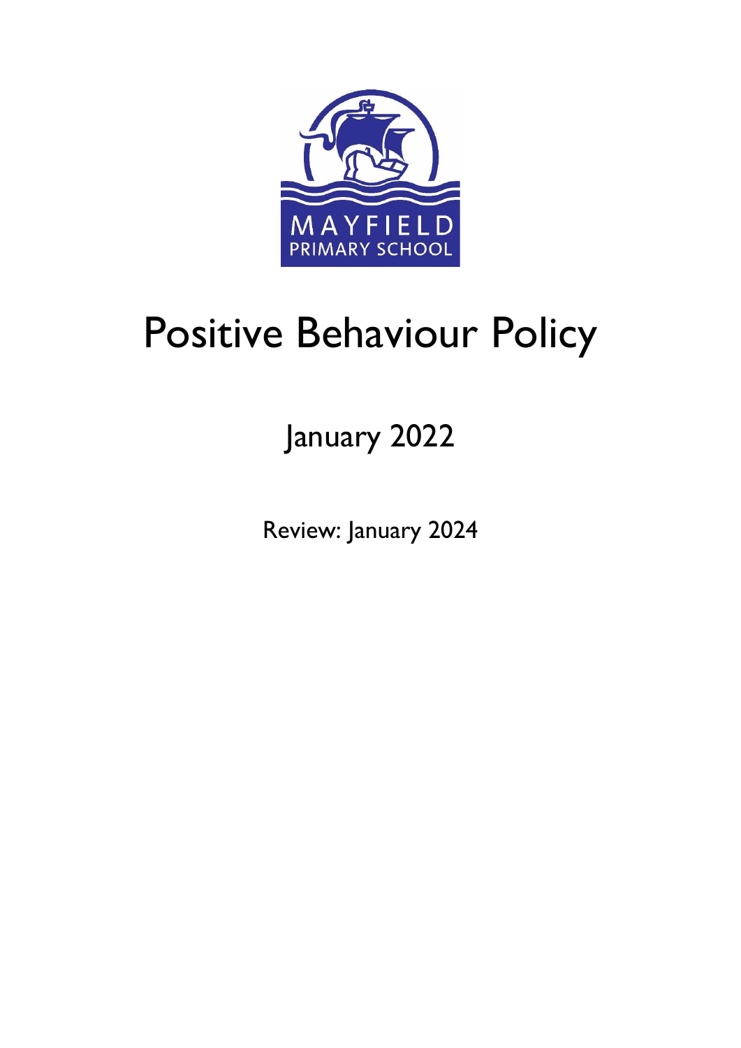MAYFIELD PRIMARY SCHOOL

# Positive Behaviour Policy

January 2022

Review: January 2024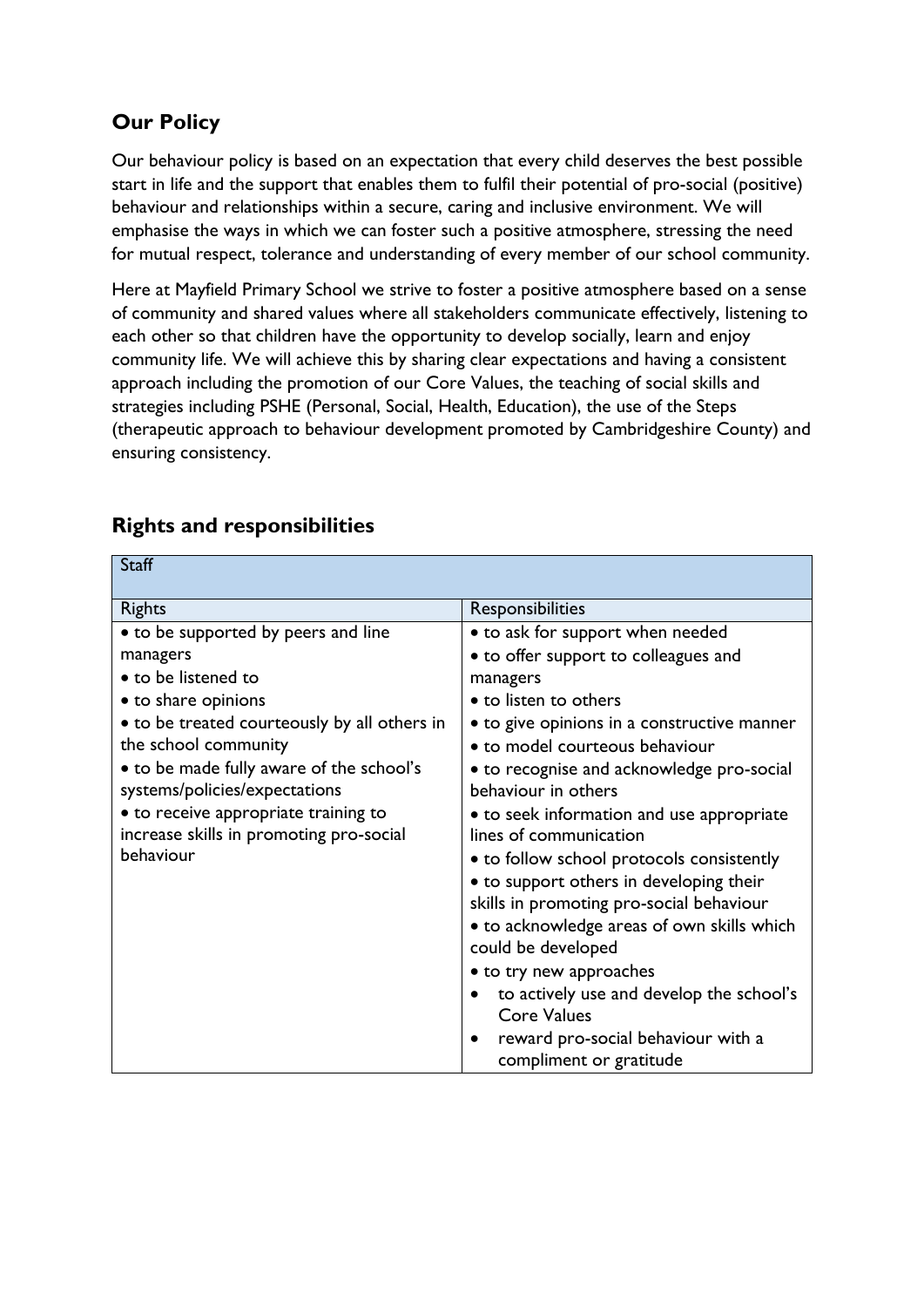## Our Policy

Our behaviour policy is based on an expectation that every child deserves the best possible start in life and the support that enables them to fulfil their potential of pro-social (positive) behaviour and relationships within a secure, caring and inclusive environment. We will emphasise the ways in which we can foster such a positive atmosphere, stressing the need for mutual respect, tolerance and understanding of every member of our school community.

Here at Mayfield Primary School we strive to foster a positive atmosphere based on a sense of community and shared values where all stakeholders communicate effectively, listening to each other so that children have the opportunity to develop socially, learn and enjoy community life. We will achieve this by sharing clear expectations and having a consistent approach including the promotion of our Core Values, the teaching of social skills and strategies including PSHE (Personal, Social, Health, Education), the use of the Steps (therapeutic approach to behaviour development promoted by Cambridgeshire County) and ensuring consistency.

## Rights and responsibilities

| Staff | |
|---|---|
| Rights | Responsibilities |
| • to be supported by peers and line managers<br>• to be listened to<br>• to share opinions<br>• to be treated courteously by all others in the school community<br>• to be made fully aware of the school's systems/policies/expectations<br>• to receive appropriate training to increase skills in promoting pro-social behaviour | • to ask for support when needed<br>• to offer support to colleagues and managers<br>• to listen to others<br>• to give opinions in a constructive manner<br>• to model courteous behaviour<br>• to recognise and acknowledge pro-social behaviour in others<br>• to seek information and use appropriate lines of communication<br>• to follow school protocols consistently<br>• to support others in developing their skills in promoting pro-social behaviour<br>• to acknowledge areas of own skills which could be developed<br>• to try new approaches<br>• to actively use and develop the school's Core Values<br>• reward pro-social behaviour with a compliment or gratitude |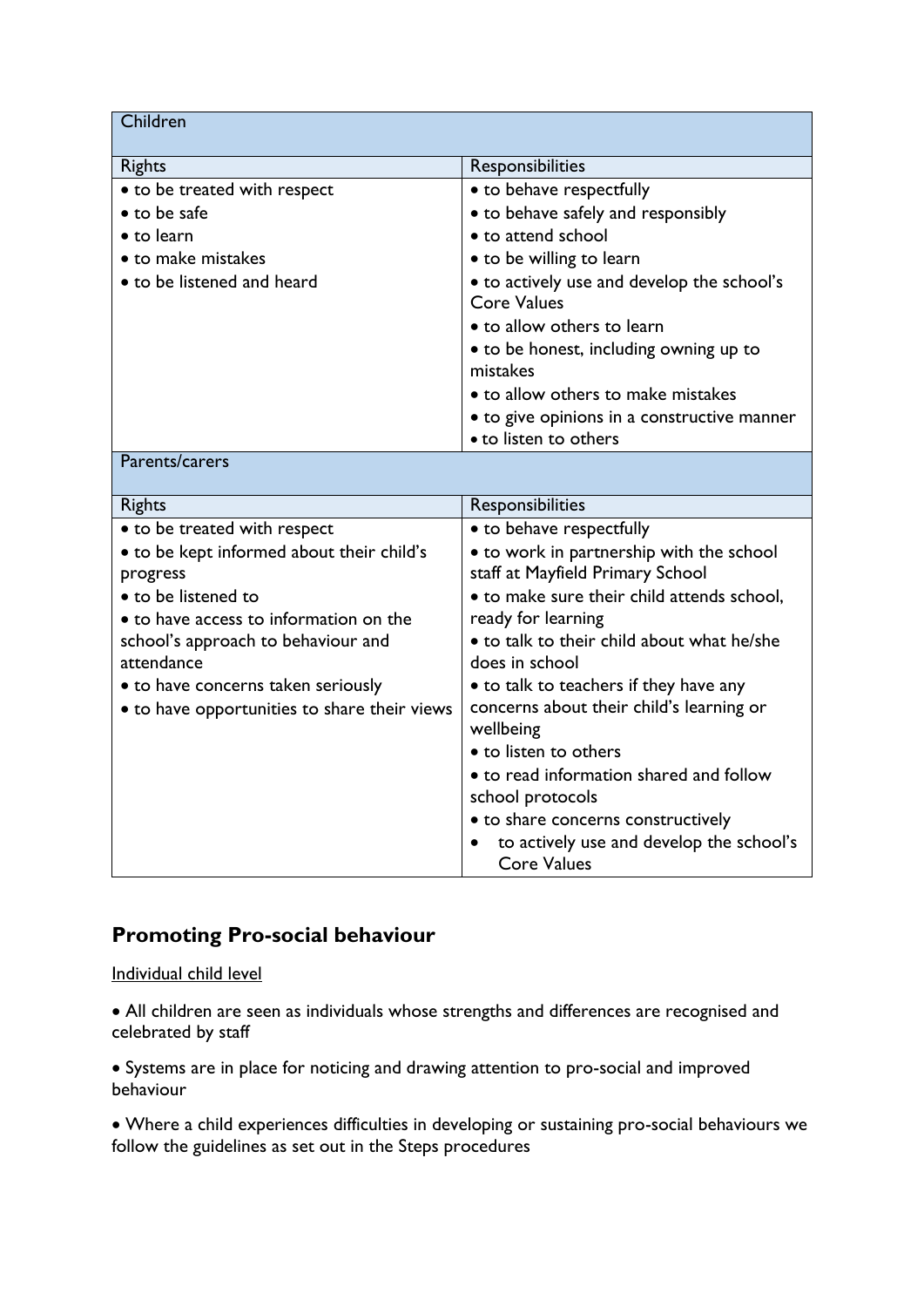| Children | |
|---|---|
| **Rights** | **Responsibilities** |
| • to be treated with respect<br>• to be safe<br>• to learn<br>• to make mistakes<br>• to be listened and heard | • to behave respectfully<br>• to behave safely and responsibly<br>• to attend school<br>• to be willing to learn<br>• to actively use and develop the school's Core Values<br>• to allow others to learn<br>• to be honest, including owning up to mistakes<br>• to allow others to make mistakes<br>• to give opinions in a constructive manner<br>• to listen to others |
| **Parents/carers** | |
| **Rights** | **Responsibilities** |
| • to be treated with respect<br>• to be kept informed about their child's progress<br>• to be listened to<br>• to have access to information on the school's approach to behaviour and attendance<br>• to have concerns taken seriously<br>• to have opportunities to share their views | • to behave respectfully<br>• to work in partnership with the school staff at Mayfield Primary School<br>• to make sure their child attends school, ready for learning<br>• to talk to their child about what he/she does in school<br>• to talk to teachers if they have any concerns about their child's learning or wellbeing<br>• to listen to others<br>• to read information shared and follow school protocols<br>• to share concerns constructively<br>• to actively use and develop the school's Core Values |

## Promoting Pro-social behaviour

<u>Individual child level</u>

• All children are seen as individuals whose strengths and differences are recognised and celebrated by staff

• Systems are in place for noticing and drawing attention to pro-social and improved behaviour

• Where a child experiences difficulties in developing or sustaining pro-social behaviours we follow the guidelines as set out in the Steps procedures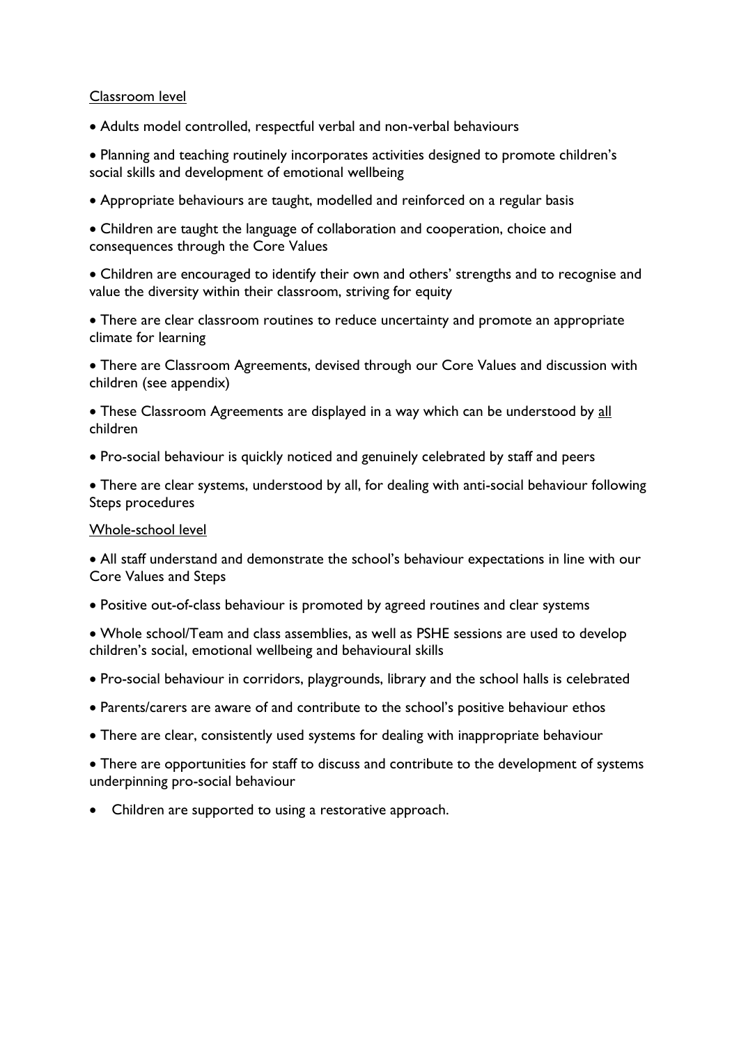<u>Classroom level</u>

- Adults model controlled, respectful verbal and non-verbal behaviours
- Planning and teaching routinely incorporates activities designed to promote children's social skills and development of emotional wellbeing
- Appropriate behaviours are taught, modelled and reinforced on a regular basis
- Children are taught the language of collaboration and cooperation, choice and consequences through the Core Values
- Children are encouraged to identify their own and others' strengths and to recognise and value the diversity within their classroom, striving for equity
- There are clear classroom routines to reduce uncertainty and promote an appropriate climate for learning
- There are Classroom Agreements, devised through our Core Values and discussion with children (see appendix)
- These Classroom Agreements are displayed in a way which can be understood by <u>all</u> children
- Pro-social behaviour is quickly noticed and genuinely celebrated by staff and peers
- There are clear systems, understood by all, for dealing with anti-social behaviour following Steps procedures

<u>Whole-school level</u>

- All staff understand and demonstrate the school's behaviour expectations in line with our Core Values and Steps
- Positive out-of-class behaviour is promoted by agreed routines and clear systems
- Whole school/Team and class assemblies, as well as PSHE sessions are used to develop children's social, emotional wellbeing and behavioural skills
- Pro-social behaviour in corridors, playgrounds, library and the school halls is celebrated
- Parents/carers are aware of and contribute to the school's positive behaviour ethos
- There are clear, consistently used systems for dealing with inappropriate behaviour
- There are opportunities for staff to discuss and contribute to the development of systems underpinning pro-social behaviour
- Children are supported to using a restorative approach.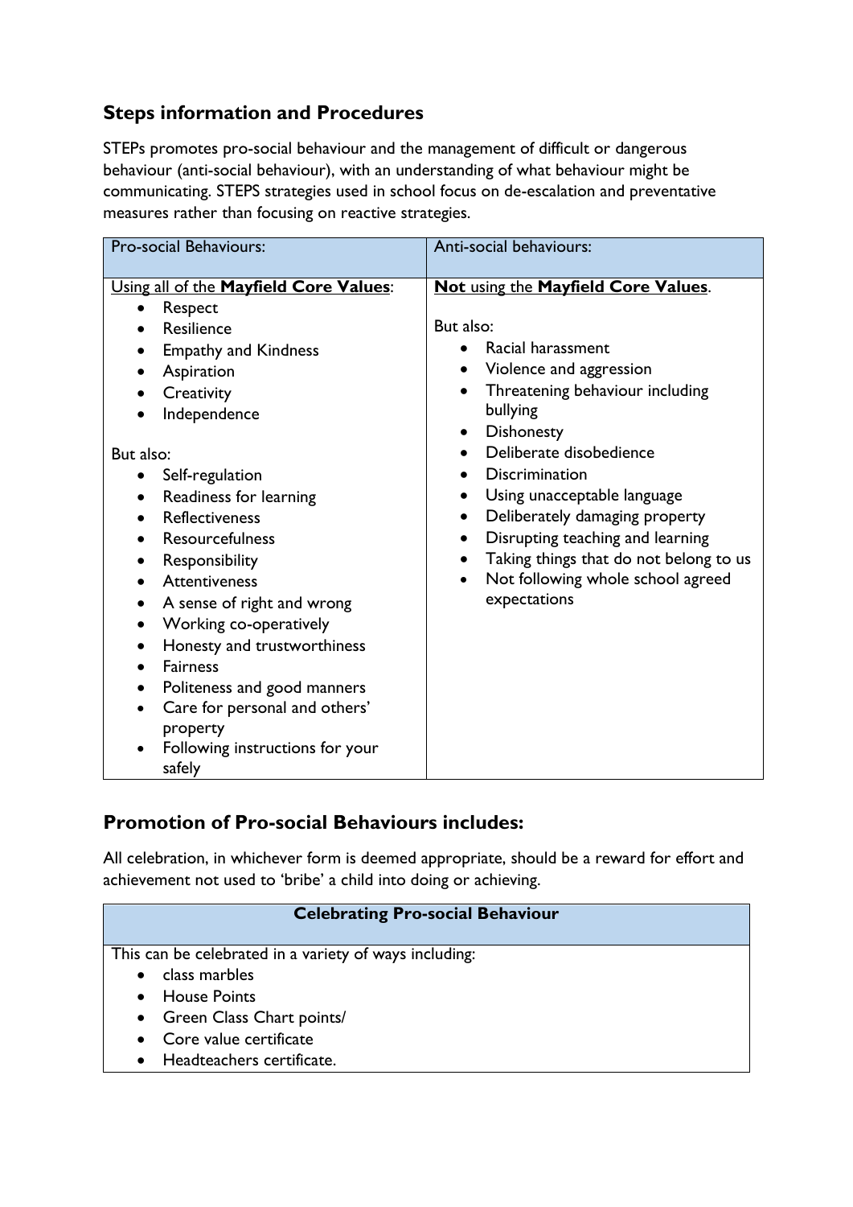## Steps information and Procedures

STEPs promotes pro-social behaviour and the management of difficult or dangerous behaviour (anti-social behaviour), with an understanding of what behaviour might be communicating. STEPS strategies used in school focus on de-escalation and preventative measures rather than focusing on reactive strategies.

| Pro-social Behaviours: | Anti-social behaviours: |
| --- | --- |
| <u>Using all of the **Mayfield Core Values**:</u><br>• Respect<br>• Resilience<br>• Empathy and Kindness<br>• Aspiration<br>• Creativity<br>• Independence<br><br>But also:<br>• Self-regulation<br>• Readiness for learning<br>• Reflectiveness<br>• Resourcefulness<br>• Responsibility<br>• Attentiveness<br>• A sense of right and wrong<br>• Working co-operatively<br>• Honesty and trustworthiness<br>• Fairness<br>• Politeness and good manners<br>• Care for personal and others' property<br>• Following instructions for your safely | <u>**Not** using the **Mayfield Core Values**</u>.<br><br>But also:<br>• Racial harassment<br>• Violence and aggression<br>• Threatening behaviour including bullying<br>• Dishonesty<br>• Deliberate disobedience<br>• Discrimination<br>• Using unacceptable language<br>• Deliberately damaging property<br>• Disrupting teaching and learning<br>• Taking things that do not belong to us<br>• Not following whole school agreed expectations |

## Promotion of Pro-social Behaviours includes:

All celebration, in whichever form is deemed appropriate, should be a reward for effort and achievement not used to 'bribe' a child into doing or achieving.

| **Celebrating Pro-social Behaviour** |
| --- |
| This can be celebrated in a variety of ways including:<br>• class marbles<br>• House Points<br>• Green Class Chart points/<br>• Core value certificate<br>• Headteachers certificate. |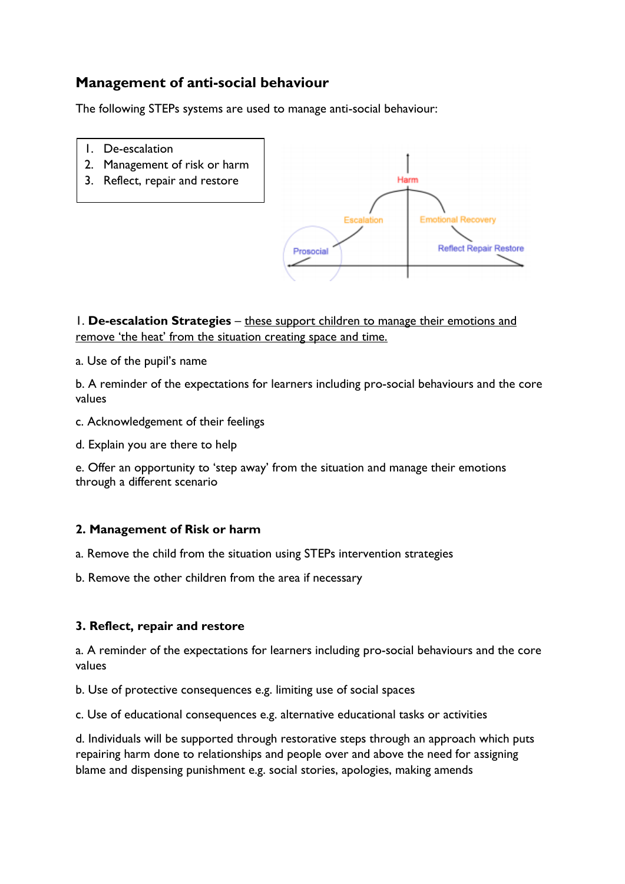## Management of anti-social behaviour

The following STEPs systems are used to manage anti-social behaviour:

1. De-escalation
2. Management of risk or harm
3. Reflect, repair and restore

1. **De-escalation Strategies** – these support children to manage their emotions and remove 'the heat' from the situation creating space and time.

a. Use of the pupil's name

b. A reminder of the expectations for learners including pro-social behaviours and the core values

c. Acknowledgement of their feelings

d. Explain you are there to help

e. Offer an opportunity to 'step away' from the situation and manage their emotions through a different scenario

### 2. Management of Risk or harm

a. Remove the child from the situation using STEPs intervention strategies

b. Remove the other children from the area if necessary

### 3. Reflect, repair and restore

a. A reminder of the expectations for learners including pro-social behaviours and the core values

b. Use of protective consequences e.g. limiting use of social spaces

c. Use of educational consequences e.g. alternative educational tasks or activities

d. Individuals will be supported through restorative steps through an approach which puts repairing harm done to relationships and people over and above the need for assigning blame and dispensing punishment e.g. social stories, apologies, making amends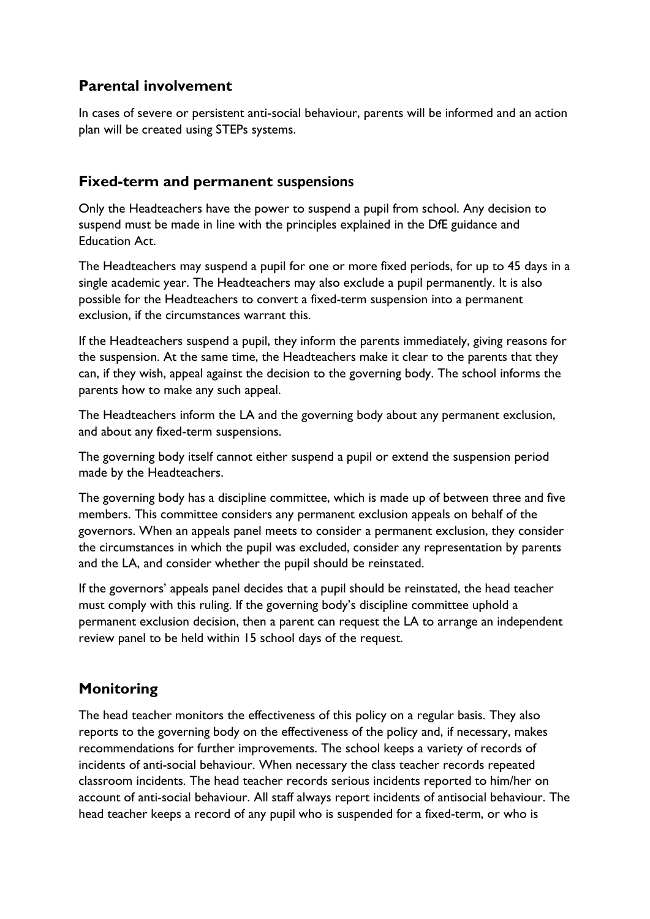## Parental involvement

In cases of severe or persistent anti-social behaviour, parents will be informed and an action plan will be created using STEPs systems.

## Fixed-term and permanent suspensions

Only the Headteachers have the power to suspend a pupil from school. Any decision to suspend must be made in line with the principles explained in the DfE guidance and Education Act.

The Headteachers may suspend a pupil for one or more fixed periods, for up to 45 days in a single academic year. The Headteachers may also exclude a pupil permanently. It is also possible for the Headteachers to convert a fixed-term suspension into a permanent exclusion, if the circumstances warrant this.

If the Headteachers suspend a pupil, they inform the parents immediately, giving reasons for the suspension. At the same time, the Headteachers make it clear to the parents that they can, if they wish, appeal against the decision to the governing body. The school informs the parents how to make any such appeal.

The Headteachers inform the LA and the governing body about any permanent exclusion, and about any fixed-term suspensions.

The governing body itself cannot either suspend a pupil or extend the suspension period made by the Headteachers.

The governing body has a discipline committee, which is made up of between three and five members. This committee considers any permanent exclusion appeals on behalf of the governors. When an appeals panel meets to consider a permanent exclusion, they consider the circumstances in which the pupil was excluded, consider any representation by parents and the LA, and consider whether the pupil should be reinstated.

If the governors' appeals panel decides that a pupil should be reinstated, the head teacher must comply with this ruling. If the governing body's discipline committee uphold a permanent exclusion decision, then a parent can request the LA to arrange an independent review panel to be held within 15 school days of the request.

## Monitoring

The head teacher monitors the effectiveness of this policy on a regular basis. They also reports to the governing body on the effectiveness of the policy and, if necessary, makes recommendations for further improvements. The school keeps a variety of records of incidents of anti-social behaviour. When necessary the class teacher records repeated classroom incidents. The head teacher records serious incidents reported to him/her on account of anti-social behaviour. All staff always report incidents of antisocial behaviour. The head teacher keeps a record of any pupil who is suspended for a fixed-term, or who is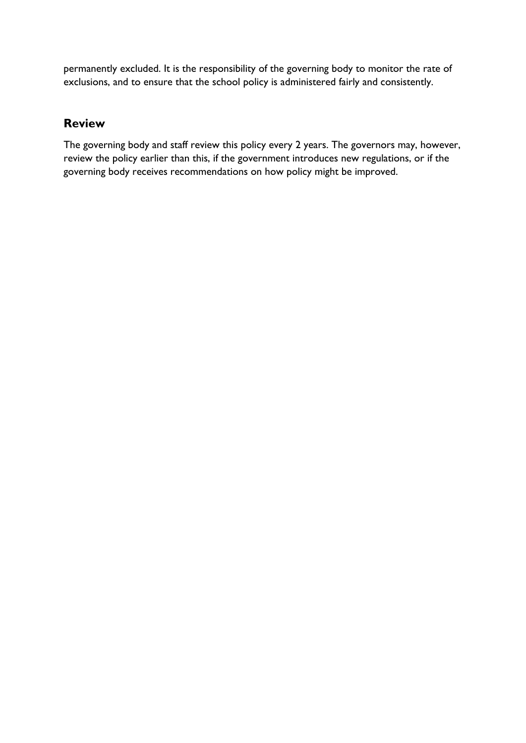permanently excluded. It is the responsibility of the governing body to monitor the rate of exclusions, and to ensure that the school policy is administered fairly and consistently.

## Review

The governing body and staff review this policy every 2 years. The governors may, however, review the policy earlier than this, if the government introduces new regulations, or if the governing body receives recommendations on how policy might be improved.